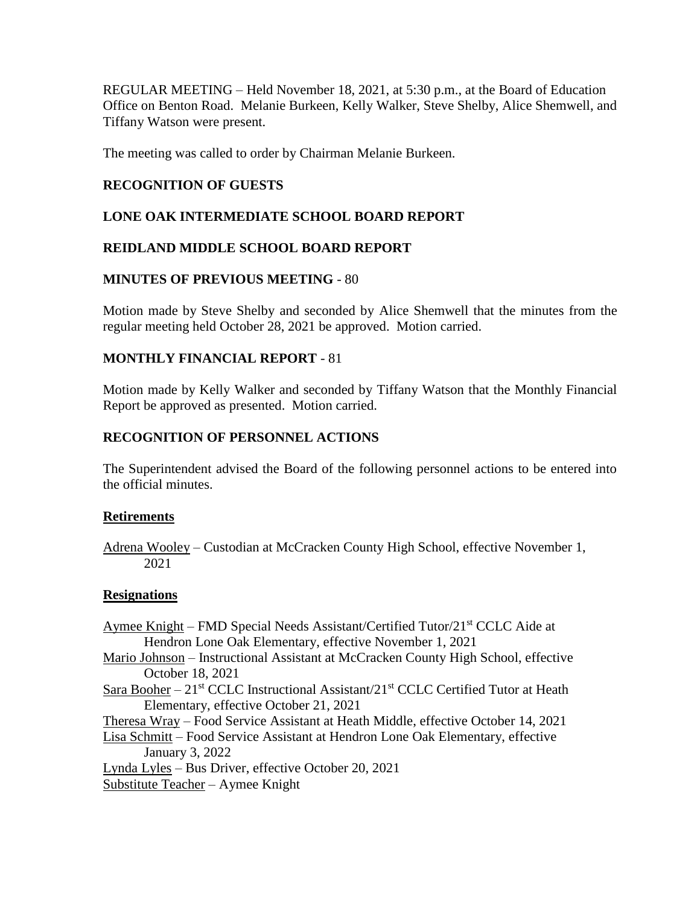REGULAR MEETING – Held November 18, 2021, at 5:30 p.m., at the Board of Education Office on Benton Road. Melanie Burkeen, Kelly Walker, Steve Shelby, Alice Shemwell, and Tiffany Watson were present.

The meeting was called to order by Chairman Melanie Burkeen.

## RECOGNITION OF GUESTS

## LONE OAK INTERMEDIATE SCHOOL BOARD REPORT

## REIDLAND MIDDLE SCHOOL BOARD REPORT

## MINUTES OF PREVIOUS MEETING - 80

Motion made by Steve Shelby and seconded by Alice Shemwell that the minutes from the regular meeting held October 28, 2021 be approved. Motion carried.

## MONTHLY FINANCIAL REPORT - 81

Motion made by Kelly Walker and seconded by Tiffany Watson that the Monthly Financial Report be approved as presented. Motion carried.

## RECOGNITION OF PERSONNEL ACTIONS

The Superintendent advised the Board of the following personnel actions to be entered into the official minutes.

### Retirements

Adrena Wooley – Custodian at McCracken County High School, effective November 1, 2021

### Resignations

Aymee Knight – FMD Special Needs Assistant/Certified Tutor/21st CCLC Aide at Hendron Lone Oak Elementary, effective November 1, 2021

Mario Johnson – Instructional Assistant at McCracken County High School, effective October 18, 2021

Sara Booher – 21st CCLC Instructional Assistant/21st CCLC Certified Tutor at Heath Elementary, effective October 21, 2021

Theresa Wray – Food Service Assistant at Heath Middle, effective October 14, 2021

Lisa Schmitt – Food Service Assistant at Hendron Lone Oak Elementary, effective January 3, 2022

Lynda Lyles – Bus Driver, effective October 20, 2021

Substitute Teacher – Aymee Knight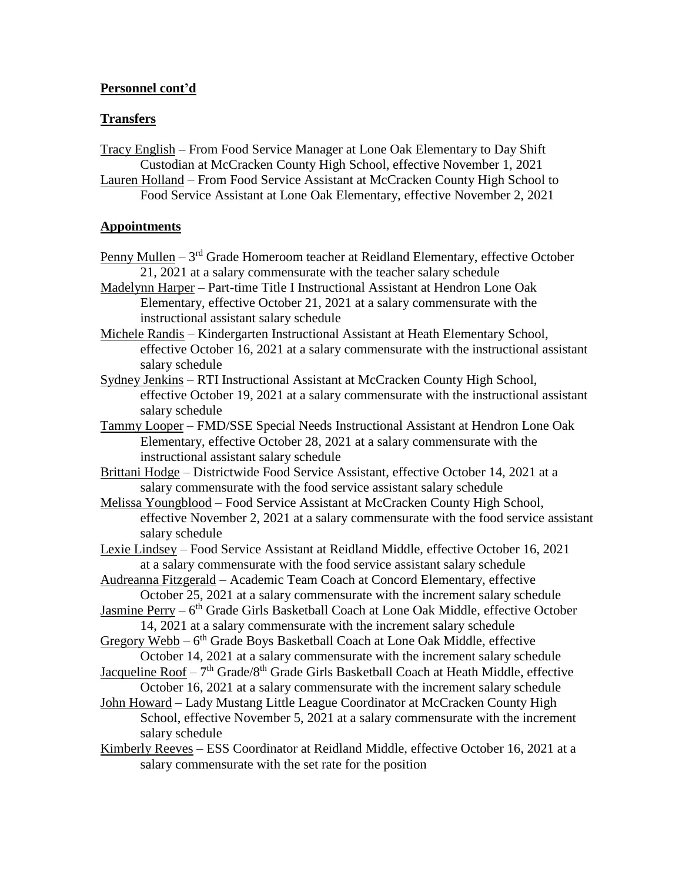**Personnel cont'd**

**Transfers**

Tracy English – From Food Service Manager at Lone Oak Elementary to Day Shift Custodian at McCracken County High School, effective November 1, 2021

Lauren Holland – From Food Service Assistant at McCracken County High School to Food Service Assistant at Lone Oak Elementary, effective November 2, 2021

**Appointments**

Penny Mullen – 3rd Grade Homeroom teacher at Reidland Elementary, effective October 21, 2021 at a salary commensurate with the teacher salary schedule

Madelynn Harper – Part-time Title I Instructional Assistant at Hendron Lone Oak Elementary, effective October 21, 2021 at a salary commensurate with the instructional assistant salary schedule

Michele Randis – Kindergarten Instructional Assistant at Heath Elementary School, effective October 16, 2021 at a salary commensurate with the instructional assistant salary schedule

Sydney Jenkins – RTI Instructional Assistant at McCracken County High School, effective October 19, 2021 at a salary commensurate with the instructional assistant salary schedule

Tammy Looper – FMD/SSE Special Needs Instructional Assistant at Hendron Lone Oak Elementary, effective October 28, 2021 at a salary commensurate with the instructional assistant salary schedule

Brittani Hodge – Districtwide Food Service Assistant, effective October 14, 2021 at a salary commensurate with the food service assistant salary schedule

Melissa Youngblood – Food Service Assistant at McCracken County High School, effective November 2, 2021 at a salary commensurate with the food service assistant salary schedule

Lexie Lindsey – Food Service Assistant at Reidland Middle, effective October 16, 2021 at a salary commensurate with the food service assistant salary schedule

Audreanna Fitzgerald – Academic Team Coach at Concord Elementary, effective October 25, 2021 at a salary commensurate with the increment salary schedule

Jasmine Perry – 6th Grade Girls Basketball Coach at Lone Oak Middle, effective October 14, 2021 at a salary commensurate with the increment salary schedule

Gregory Webb – 6th Grade Boys Basketball Coach at Lone Oak Middle, effective October 14, 2021 at a salary commensurate with the increment salary schedule

Jacqueline Roof – 7th Grade/8th Grade Girls Basketball Coach at Heath Middle, effective October 16, 2021 at a salary commensurate with the increment salary schedule

John Howard – Lady Mustang Little League Coordinator at McCracken County High School, effective November 5, 2021 at a salary commensurate with the increment salary schedule

Kimberly Reeves – ESS Coordinator at Reidland Middle, effective October 16, 2021 at a salary commensurate with the set rate for the position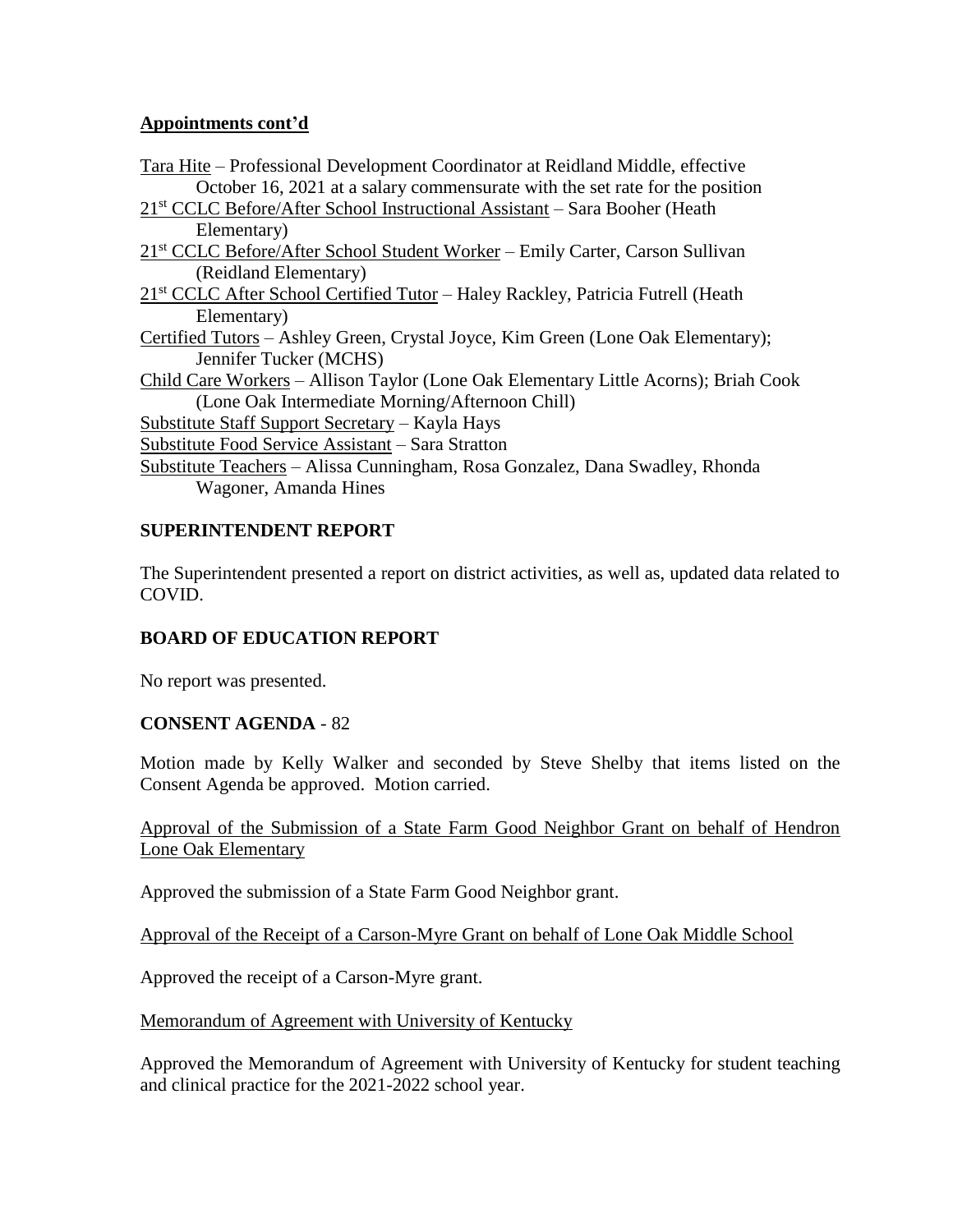**Appointments cont'd**

Tara Hite – Professional Development Coordinator at Reidland Middle, effective October 16, 2021 at a salary commensurate with the set rate for the position

21st CCLC Before/After School Instructional Assistant – Sara Booher (Heath Elementary)

21st CCLC Before/After School Student Worker – Emily Carter, Carson Sullivan (Reidland Elementary)

21st CCLC After School Certified Tutor – Haley Rackley, Patricia Futrell (Heath Elementary)

Certified Tutors – Ashley Green, Crystal Joyce, Kim Green (Lone Oak Elementary); Jennifer Tucker (MCHS)

Child Care Workers – Allison Taylor (Lone Oak Elementary Little Acorns); Briah Cook (Lone Oak Intermediate Morning/Afternoon Chill)

Substitute Staff Support Secretary – Kayla Hays

Substitute Food Service Assistant – Sara Stratton

Substitute Teachers – Alissa Cunningham, Rosa Gonzalez, Dana Swadley, Rhonda Wagoner, Amanda Hines

## SUPERINTENDENT REPORT

The Superintendent presented a report on district activities, as well as, updated data related to COVID.

## BOARD OF EDUCATION REPORT

No report was presented.

## CONSENT AGENDA - 82

Motion made by Kelly Walker and seconded by Steve Shelby that items listed on the Consent Agenda be approved. Motion carried.

Approval of the Submission of a State Farm Good Neighbor Grant on behalf of Hendron Lone Oak Elementary

Approved the submission of a State Farm Good Neighbor grant.

Approval of the Receipt of a Carson-Myre Grant on behalf of Lone Oak Middle School

Approved the receipt of a Carson-Myre grant.

Memorandum of Agreement with University of Kentucky

Approved the Memorandum of Agreement with University of Kentucky for student teaching and clinical practice for the 2021-2022 school year.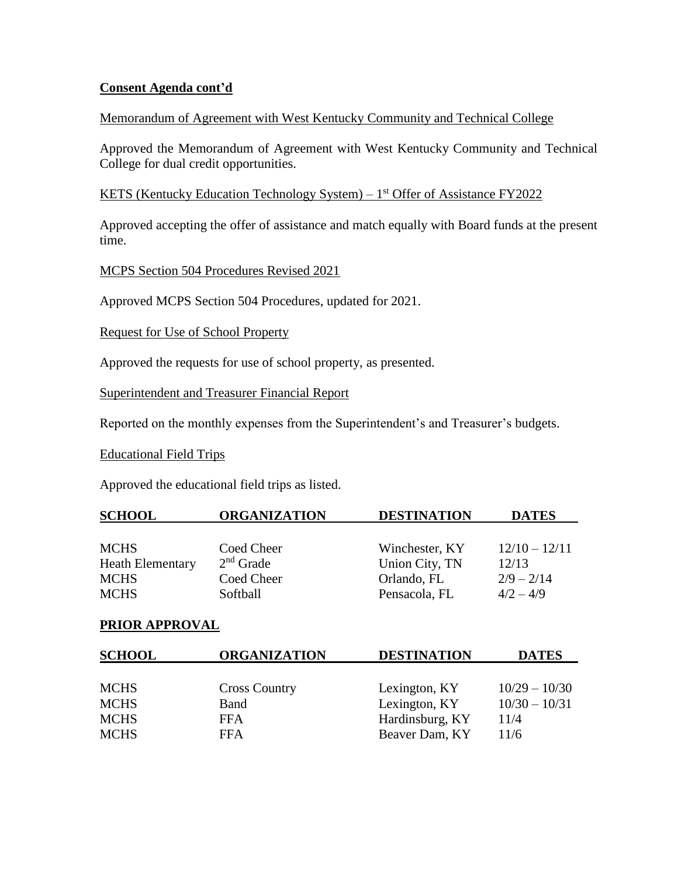**Consent Agenda cont'd**

Memorandum of Agreement with West Kentucky Community and Technical College

Approved the Memorandum of Agreement with West Kentucky Community and Technical College for dual credit opportunities.

KETS (Kentucky Education Technology System) – 1st Offer of Assistance FY2022

Approved accepting the offer of assistance and match equally with Board funds at the present time.

MCPS Section 504 Procedures Revised 2021

Approved MCPS Section 504 Procedures, updated for 2021.

Request for Use of School Property

Approved the requests for use of school property, as presented.

Superintendent and Treasurer Financial Report

Reported on the monthly expenses from the Superintendent's and Treasurer's budgets.

Educational Field Trips

Approved the educational field trips as listed.

| SCHOOL | ORGANIZATION | DESTINATION | DATES |
|---|---|---|---|
| MCHS | Coed Cheer | Winchester, KY | 12/10 – 12/11 |
| Heath Elementary | 2nd Grade | Union City, TN | 12/13 |
| MCHS | Coed Cheer | Orlando, FL | 2/9 – 2/14 |
| MCHS | Softball | Pensacola, FL | 4/2 – 4/9 |

**PRIOR APPROVAL**

| SCHOOL | ORGANIZATION | DESTINATION | DATES |
|---|---|---|---|
| MCHS | Cross Country | Lexington, KY | 10/29 – 10/30 |
| MCHS | Band | Lexington, KY | 10/30 – 10/31 |
| MCHS | FFA | Hardinsburg, KY | 11/4 |
| MCHS | FFA | Beaver Dam, KY | 11/6 |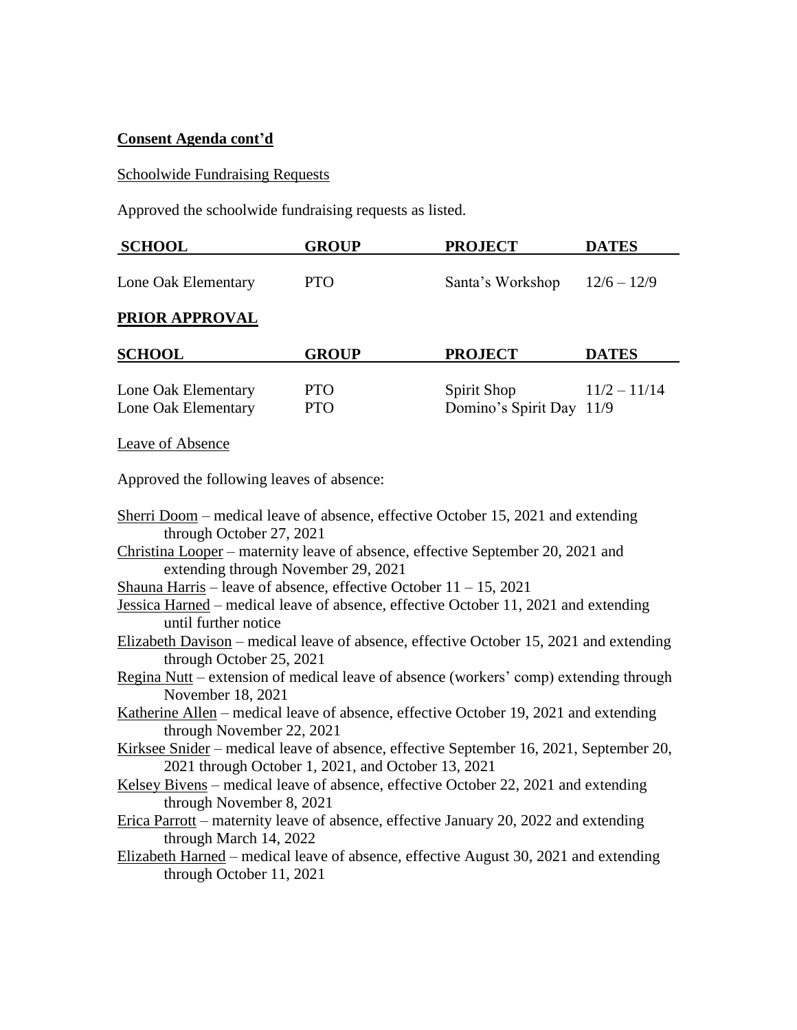**Consent Agenda cont'd**

Schoolwide Fundraising Requests

Approved the schoolwide fundraising requests as listed.

| SCHOOL | GROUP | PROJECT | DATES |
|---|---|---|---|
| Lone Oak Elementary | PTO | Santa's Workshop | 12/6 – 12/9 |

**PRIOR APPROVAL**

| SCHOOL | GROUP | PROJECT | DATES |
|---|---|---|---|
| Lone Oak Elementary | PTO | Spirit Shop | 11/2 – 11/14 |
| Lone Oak Elementary | PTO | Domino's Spirit Day | 11/9 |

Leave of Absence

Approved the following leaves of absence:

Sherri Doom – medical leave of absence, effective October 15, 2021 and extending through October 27, 2021

Christina Looper – maternity leave of absence, effective September 20, 2021 and extending through November 29, 2021

Shauna Harris – leave of absence, effective October 11 – 15, 2021

Jessica Harned – medical leave of absence, effective October 11, 2021 and extending until further notice

Elizabeth Davison – medical leave of absence, effective October 15, 2021 and extending through October 25, 2021

Regina Nutt – extension of medical leave of absence (workers' comp) extending through November 18, 2021

Katherine Allen – medical leave of absence, effective October 19, 2021 and extending through November 22, 2021

Kirksee Snider – medical leave of absence, effective September 16, 2021, September 20, 2021 through October 1, 2021, and October 13, 2021

Kelsey Bivens – medical leave of absence, effective October 22, 2021 and extending through November 8, 2021

Erica Parrott – maternity leave of absence, effective January 20, 2022 and extending through March 14, 2022

Elizabeth Harned – medical leave of absence, effective August 30, 2021 and extending through October 11, 2021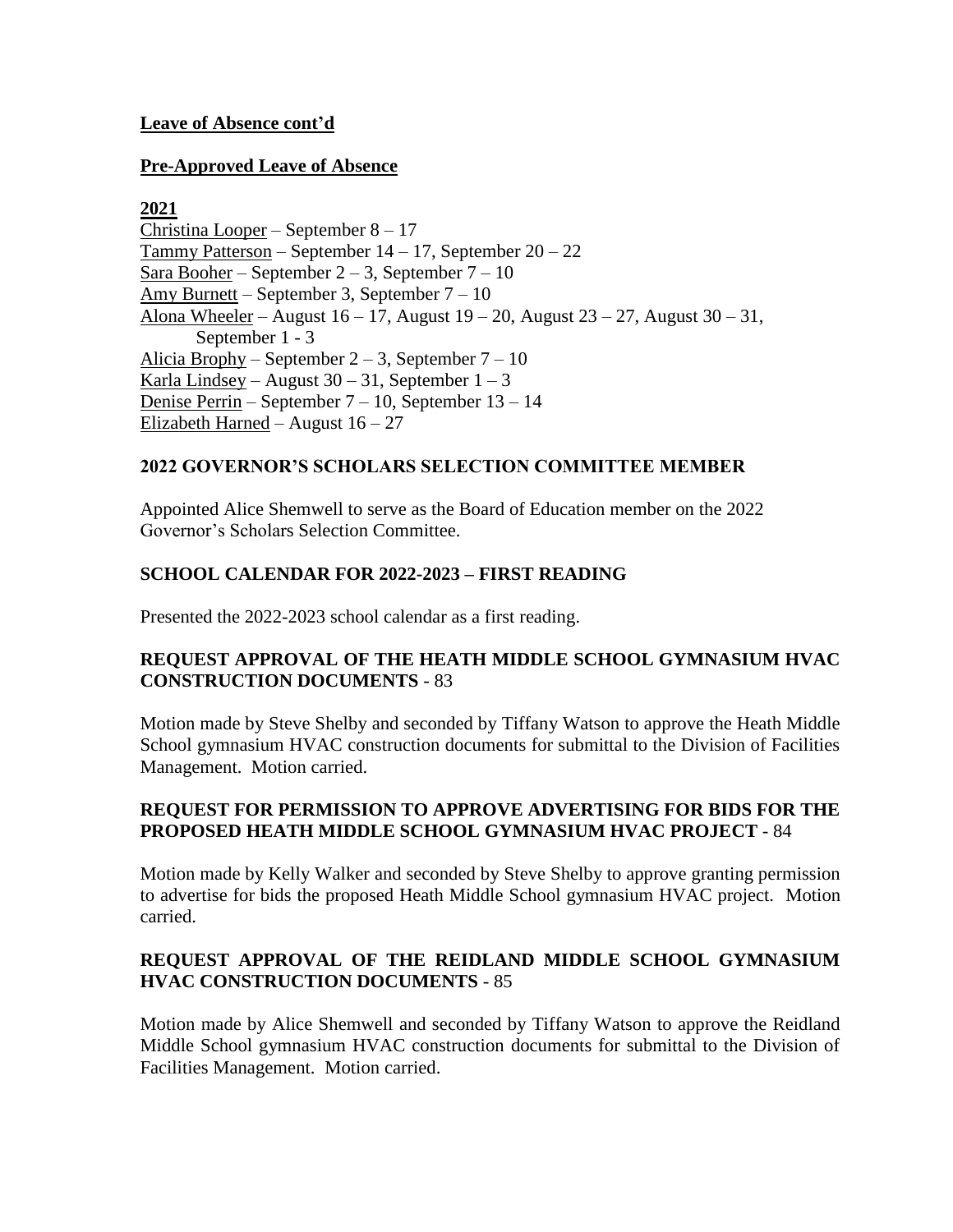**Leave of Absence cont'd**

**Pre-Approved Leave of Absence**

**2021**

Christina Looper – September 8 – 17
Tammy Patterson – September 14 – 17, September 20 – 22
Sara Booher – September 2 – 3, September 7 – 10
Amy Burnett – September 3, September 7 – 10
Alona Wheeler – August 16 – 17, August 19 – 20, August 23 – 27, August 30 – 31, September 1 - 3
Alicia Brophy – September 2 – 3, September 7 – 10
Karla Lindsey – August 30 – 31, September 1 – 3
Denise Perrin – September 7 – 10, September 13 – 14
Elizabeth Harned – August 16 – 27

**2022 GOVERNOR'S SCHOLARS SELECTION COMMITTEE MEMBER**

Appointed Alice Shemwell to serve as the Board of Education member on the 2022 Governor's Scholars Selection Committee.

**SCHOOL CALENDAR FOR 2022-2023 – FIRST READING**

Presented the 2022-2023 school calendar as a first reading.

**REQUEST APPROVAL OF THE HEATH MIDDLE SCHOOL GYMNASIUM HVAC CONSTRUCTION DOCUMENTS** - 83

Motion made by Steve Shelby and seconded by Tiffany Watson to approve the Heath Middle School gymnasium HVAC construction documents for submittal to the Division of Facilities Management. Motion carried.

**REQUEST FOR PERMISSION TO APPROVE ADVERTISING FOR BIDS FOR THE PROPOSED HEATH MIDDLE SCHOOL GYMNASIUM HVAC PROJECT** - 84

Motion made by Kelly Walker and seconded by Steve Shelby to approve granting permission to advertise for bids the proposed Heath Middle School gymnasium HVAC project. Motion carried.

**REQUEST APPROVAL OF THE REIDLAND MIDDLE SCHOOL GYMNASIUM HVAC CONSTRUCTION DOCUMENTS** - 85

Motion made by Alice Shemwell and seconded by Tiffany Watson to approve the Reidland Middle School gymnasium HVAC construction documents for submittal to the Division of Facilities Management. Motion carried.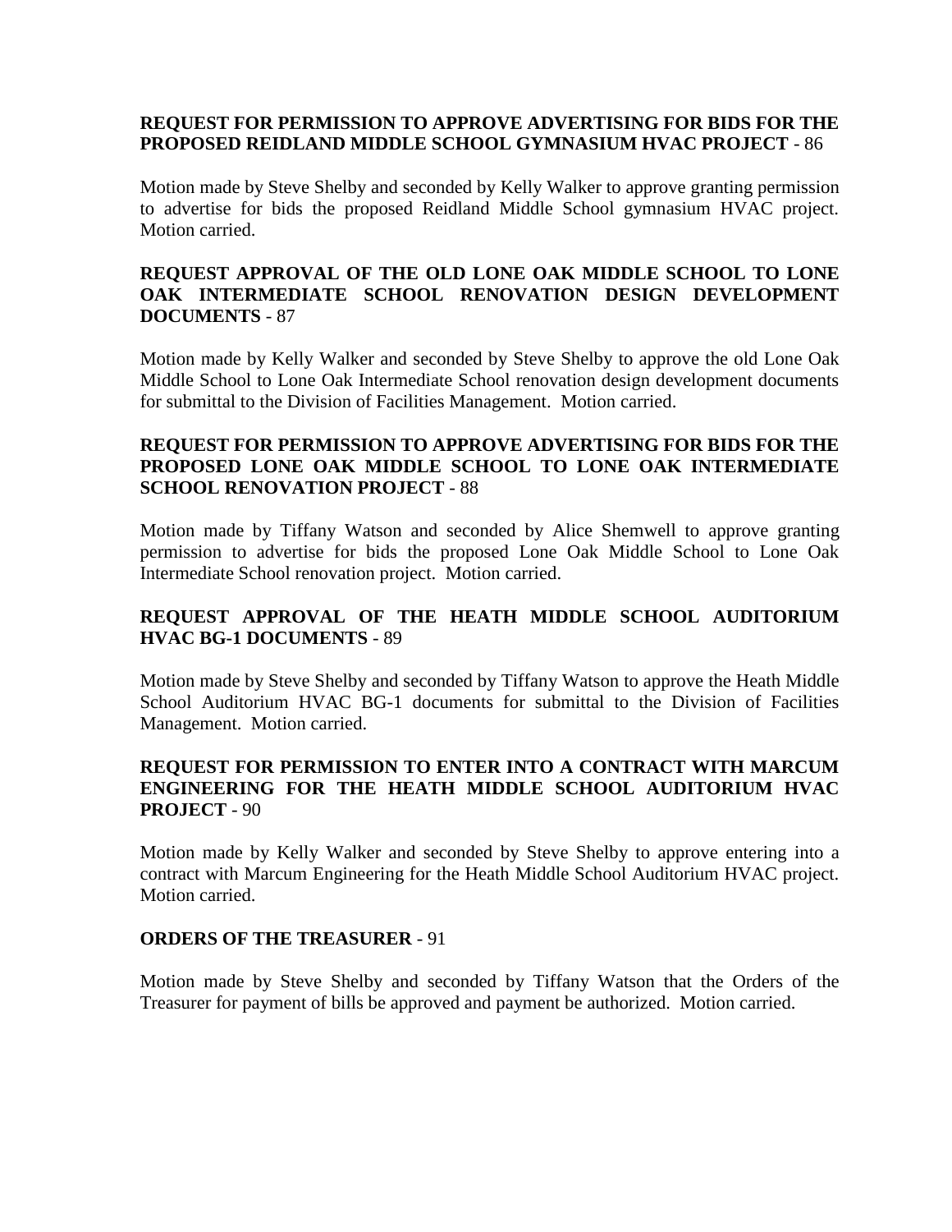**REQUEST FOR PERMISSION TO APPROVE ADVERTISING FOR BIDS FOR THE PROPOSED REIDLAND MIDDLE SCHOOL GYMNASIUM HVAC PROJECT** - 86

Motion made by Steve Shelby and seconded by Kelly Walker to approve granting permission to advertise for bids the proposed Reidland Middle School gymnasium HVAC project. Motion carried.

**REQUEST APPROVAL OF THE OLD LONE OAK MIDDLE SCHOOL TO LONE OAK INTERMEDIATE SCHOOL RENOVATION DESIGN DEVELOPMENT DOCUMENTS** - 87

Motion made by Kelly Walker and seconded by Steve Shelby to approve the old Lone Oak Middle School to Lone Oak Intermediate School renovation design development documents for submittal to the Division of Facilities Management. Motion carried.

**REQUEST FOR PERMISSION TO APPROVE ADVERTISING FOR BIDS FOR THE PROPOSED LONE OAK MIDDLE SCHOOL TO LONE OAK INTERMEDIATE SCHOOL RENOVATION PROJECT** - 88

Motion made by Tiffany Watson and seconded by Alice Shemwell to approve granting permission to advertise for bids the proposed Lone Oak Middle School to Lone Oak Intermediate School renovation project. Motion carried.

**REQUEST APPROVAL OF THE HEATH MIDDLE SCHOOL AUDITORIUM HVAC BG-1 DOCUMENTS** - 89

Motion made by Steve Shelby and seconded by Tiffany Watson to approve the Heath Middle School Auditorium HVAC BG-1 documents for submittal to the Division of Facilities Management. Motion carried.

**REQUEST FOR PERMISSION TO ENTER INTO A CONTRACT WITH MARCUM ENGINEERING FOR THE HEATH MIDDLE SCHOOL AUDITORIUM HVAC PROJECT** - 90

Motion made by Kelly Walker and seconded by Steve Shelby to approve entering into a contract with Marcum Engineering for the Heath Middle School Auditorium HVAC project. Motion carried.

**ORDERS OF THE TREASURER** - 91

Motion made by Steve Shelby and seconded by Tiffany Watson that the Orders of the Treasurer for payment of bills be approved and payment be authorized. Motion carried.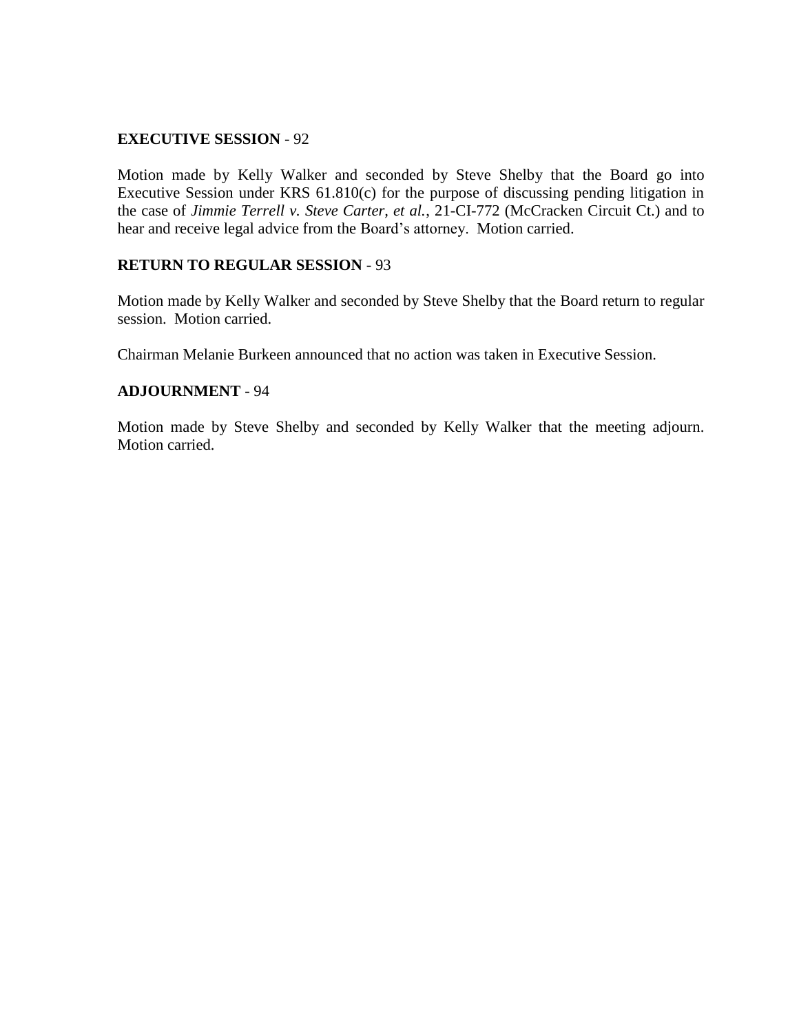**EXECUTIVE SESSION** - 92

Motion made by Kelly Walker and seconded by Steve Shelby that the Board go into Executive Session under KRS 61.810(c) for the purpose of discussing pending litigation in the case of *Jimmie Terrell v. Steve Carter, et al.*, 21-CI-772 (McCracken Circuit Ct.) and to hear and receive legal advice from the Board's attorney. Motion carried.

**RETURN TO REGULAR SESSION** - 93

Motion made by Kelly Walker and seconded by Steve Shelby that the Board return to regular session. Motion carried.

Chairman Melanie Burkeen announced that no action was taken in Executive Session.

**ADJOURNMENT** - 94

Motion made by Steve Shelby and seconded by Kelly Walker that the meeting adjourn. Motion carried.